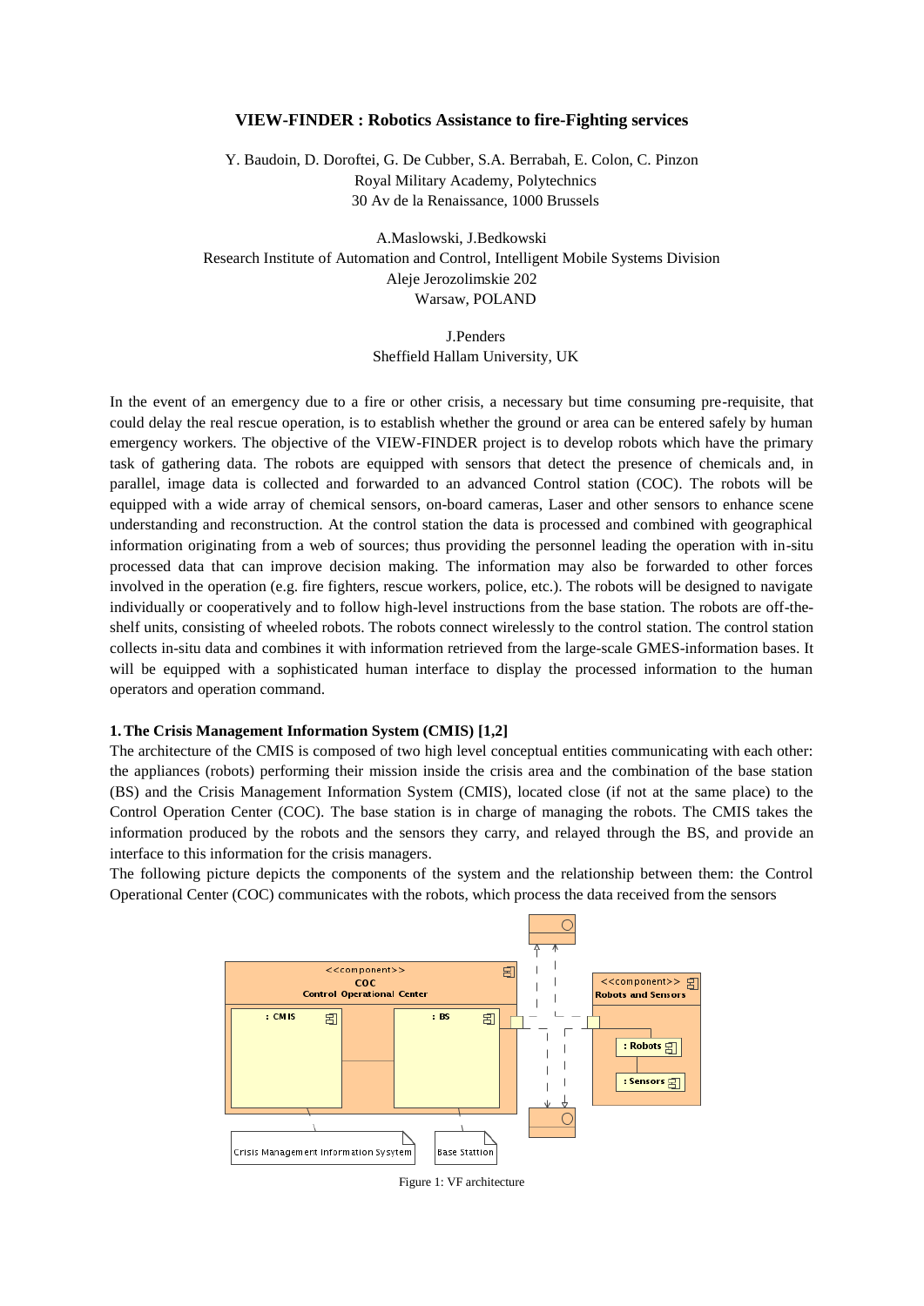# VIEW-FINDER : Robotics Assistance to fire-Fighting services

Y. Baudoin, D. Doroftei, G. De Cubber, S.A. Berrabah, E. Colon, C. Pinzon
Royal Military Academy, Polytechnics
30 Av de la Renaissance, 1000 Brussels

A.Maslowski, J.Bedkowski
Research Institute of Automation and Control, Intelligent Mobile Systems Division
Aleje Jerozolimskie 202
Warsaw, POLAND

J.Penders
Sheffield Hallam University, UK

In the event of an emergency due to a fire or other crisis, a necessary but time consuming pre-requisite, that could delay the real rescue operation, is to establish whether the ground or area can be entered safely by human emergency workers. The objective of the VIEW-FINDER project is to develop robots which have the primary task of gathering data. The robots are equipped with sensors that detect the presence of chemicals and, in parallel, image data is collected and forwarded to an advanced Control station (COC). The robots will be equipped with a wide array of chemical sensors, on-board cameras, Laser and other sensors to enhance scene understanding and reconstruction. At the control station the data is processed and combined with geographical information originating from a web of sources; thus providing the personnel leading the operation with in-situ processed data that can improve decision making. The information may also be forwarded to other forces involved in the operation (e.g. fire fighters, rescue workers, police, etc.). The robots will be designed to navigate individually or cooperatively and to follow high-level instructions from the base station. The robots are off-the-shelf units, consisting of wheeled robots. The robots connect wirelessly to the control station. The control station collects in-situ data and combines it with information retrieved from the large-scale GMES-information bases. It will be equipped with a sophisticated human interface to display the processed information to the human operators and operation command.

## 1. The Crisis Management Information System (CMIS) [1,2]

The architecture of the CMIS is composed of two high level conceptual entities communicating with each other: the appliances (robots) performing their mission inside the crisis area and the combination of the base station (BS) and the Crisis Management Information System (CMIS), located close (if not at the same place) to the Control Operation Center (COC). The base station is in charge of managing the robots. The CMIS takes the information produced by the robots and the sensors they carry, and relayed through the BS, and provide an interface to this information for the crisis managers.

The following picture depicts the components of the system and the relationship between them: the Control Operational Center (COC) communicates with the robots, which process the data received from the sensors

<<component>>
COC
Control Operational Center
: CMIS
: BS
<<component>>
Robots and Sensors
: Robots
: Sensors
Crisis Management Information System
Base Stattion

Figure 1: VF architecture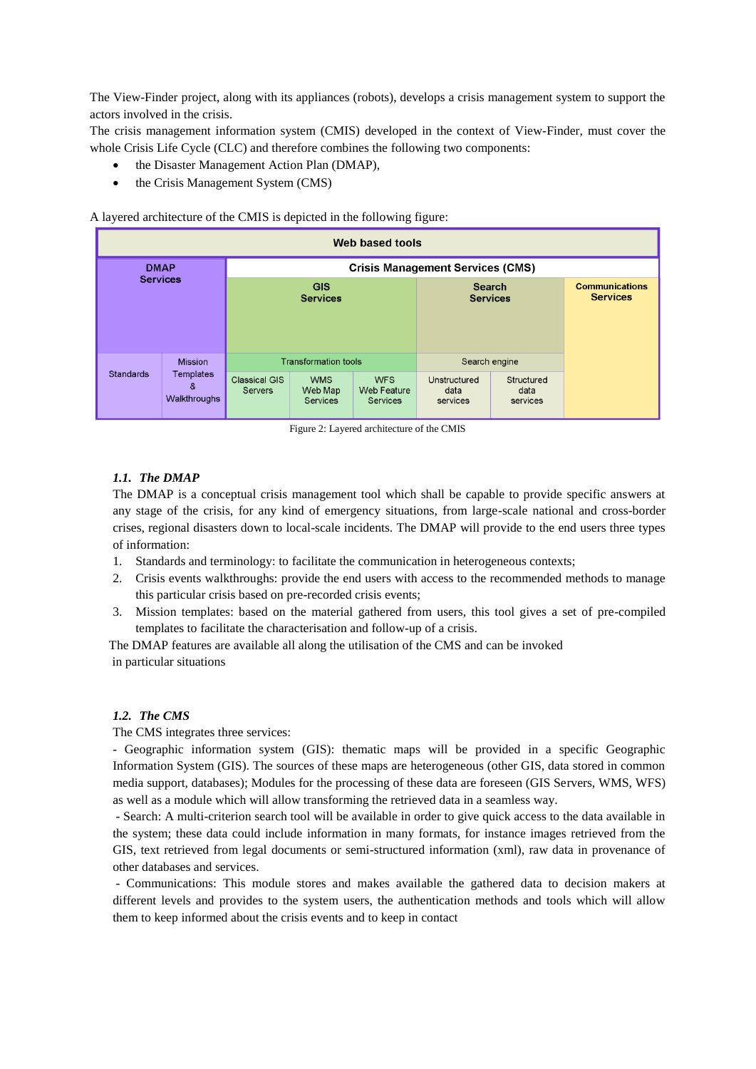The View-Finder project, along with its appliances (robots), develops a crisis management system to support the actors involved in the crisis.

The crisis management information system (CMIS) developed in the context of View-Finder, must cover the whole Crisis Life Cycle (CLC) and therefore combines the following two components:

- the Disaster Management Action Plan (DMAP),
- the Crisis Management System (CMS)

A layered architecture of the CMIS is depicted in the following figure:

| Web based tools | | | | | | | |
|---|---|---|---|---|---|---|---|
| DMAP Services | | Crisis Management Services (CMS) | | | | | |
| | | GIS Services | | | Search Services | | Communications Services |
| Standards | Mission Templates & Walkthroughs | Transformation tools | | | Search engine | | |
| | | Classical GIS Servers | WMS Web Map Services | WFS Web Feature Services | Unstructured data services | Structured data services | |

Figure 2: Layered architecture of the CMIS

### 1.1. *The DMAP*

The DMAP is a conceptual crisis management tool which shall be capable to provide specific answers at any stage of the crisis, for any kind of emergency situations, from large-scale national and cross-border crises, regional disasters down to local-scale incidents. The DMAP will provide to the end users three types of information:

1. Standards and terminology: to facilitate the communication in heterogeneous contexts;
2. Crisis events walkthroughs: provide the end users with access to the recommended methods to manage this particular crisis based on pre-recorded crisis events;
3. Mission templates: based on the material gathered from users, this tool gives a set of pre-compiled templates to facilitate the characterisation and follow-up of a crisis.

The DMAP features are available all along the utilisation of the CMS and can be invoked in particular situations

### 1.2. *The CMS*

The CMS integrates three services:

- Geographic information system (GIS): thematic maps will be provided in a specific Geographic Information System (GIS). The sources of these maps are heterogeneous (other GIS, data stored in common media support, databases); Modules for the processing of these data are foreseen (GIS Servers, WMS, WFS) as well as a module which will allow transforming the retrieved data in a seamless way.

- Search: A multi-criterion search tool will be available in order to give quick access to the data available in the system; these data could include information in many formats, for instance images retrieved from the GIS, text retrieved from legal documents or semi-structured information (xml), raw data in provenance of other databases and services.

- Communications: This module stores and makes available the gathered data to decision makers at different levels and provides to the system users, the authentication methods and tools which will allow them to keep informed about the crisis events and to keep in contact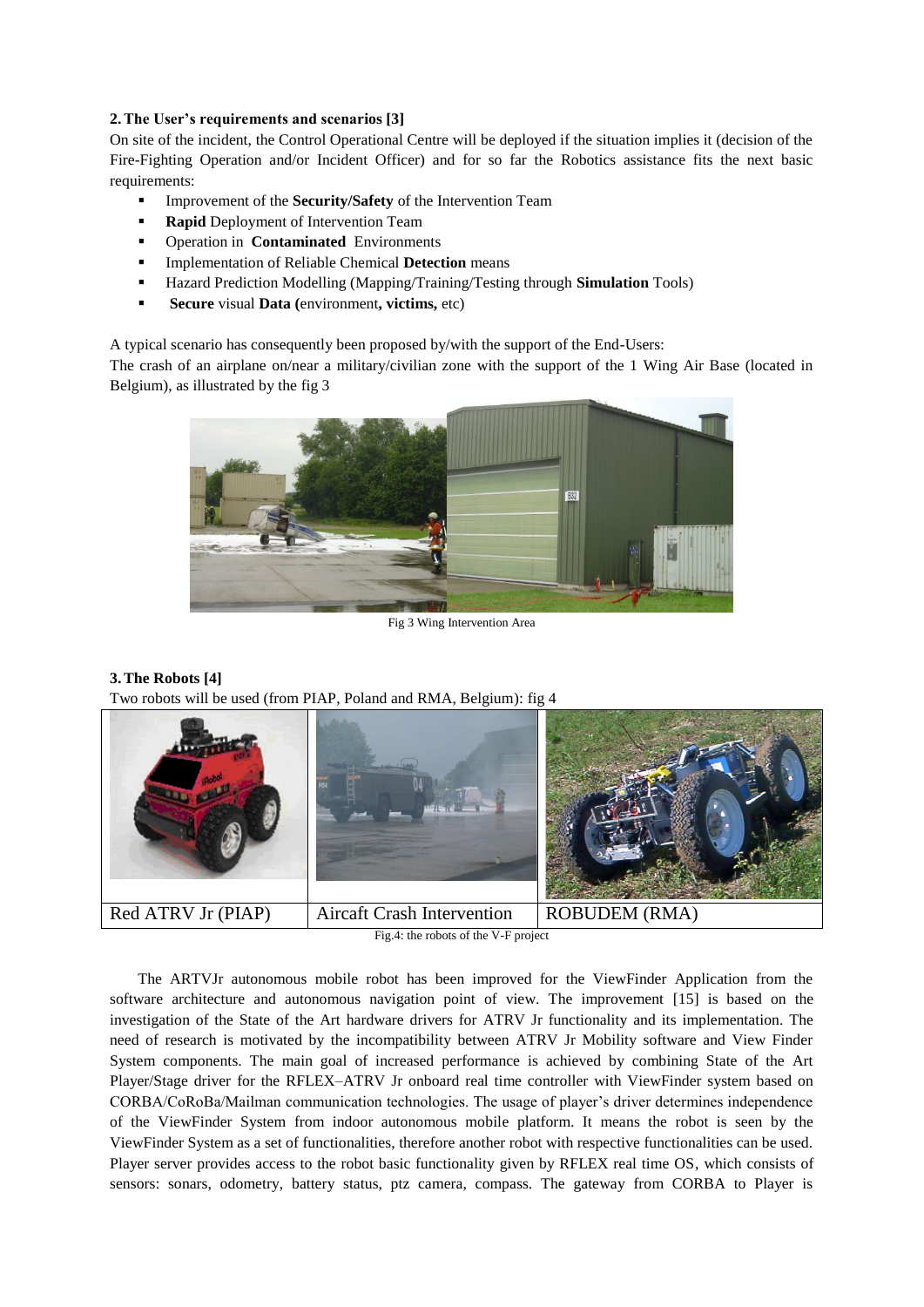## 2. The User's requirements and scenarios [3]

On site of the incident, the Control Operational Centre will be deployed if the situation implies it (decision of the Fire-Fighting Operation and/or Incident Officer) and for so far the Robotics assistance fits the next basic requirements:

- Improvement of the **Security/Safety** of the Intervention Team
- **Rapid** Deployment of Intervention Team
- Operation in **Contaminated** Environments
- Implementation of Reliable Chemical **Detection** means
- Hazard Prediction Modelling (Mapping/Training/Testing through **Simulation** Tools)
- **Secure** visual **Data (**environment**, victims,** etc)

A typical scenario has consequently been proposed by/with the support of the End-Users:

The crash of an airplane on/near a military/civilian zone with the support of the 1 Wing Air Base (located in Belgium), as illustrated by the fig 3

Fig 3 Wing Intervention Area

## 3. The Robots [4]

Two robots will be used (from PIAP, Poland and RMA, Belgium): fig 4

| Red ATRV Jr (PIAP) | Aircaft Crash Intervention | ROBUDEM (RMA) |
|---|---|---|

Fig.4: the robots of the V-F project

The ARTVJr autonomous mobile robot has been improved for the ViewFinder Application from the software architecture and autonomous navigation point of view. The improvement [15] is based on the investigation of the State of the Art hardware drivers for ATRV Jr functionality and its implementation. The need of research is motivated by the incompatibility between ATRV Jr Mobility software and View Finder System components. The main goal of increased performance is achieved by combining State of the Art Player/Stage driver for the RFLEX–ATRV Jr onboard real time controller with ViewFinder system based on CORBA/CoRoBa/Mailman communication technologies. The usage of player's driver determines independence of the ViewFinder System from indoor autonomous mobile platform. It means the robot is seen by the ViewFinder System as a set of functionalities, therefore another robot with respective functionalities can be used. Player server provides access to the robot basic functionality given by RFLEX real time OS, which consists of sensors: sonars, odometry, battery status, ptz camera, compass. The gateway from CORBA to Player is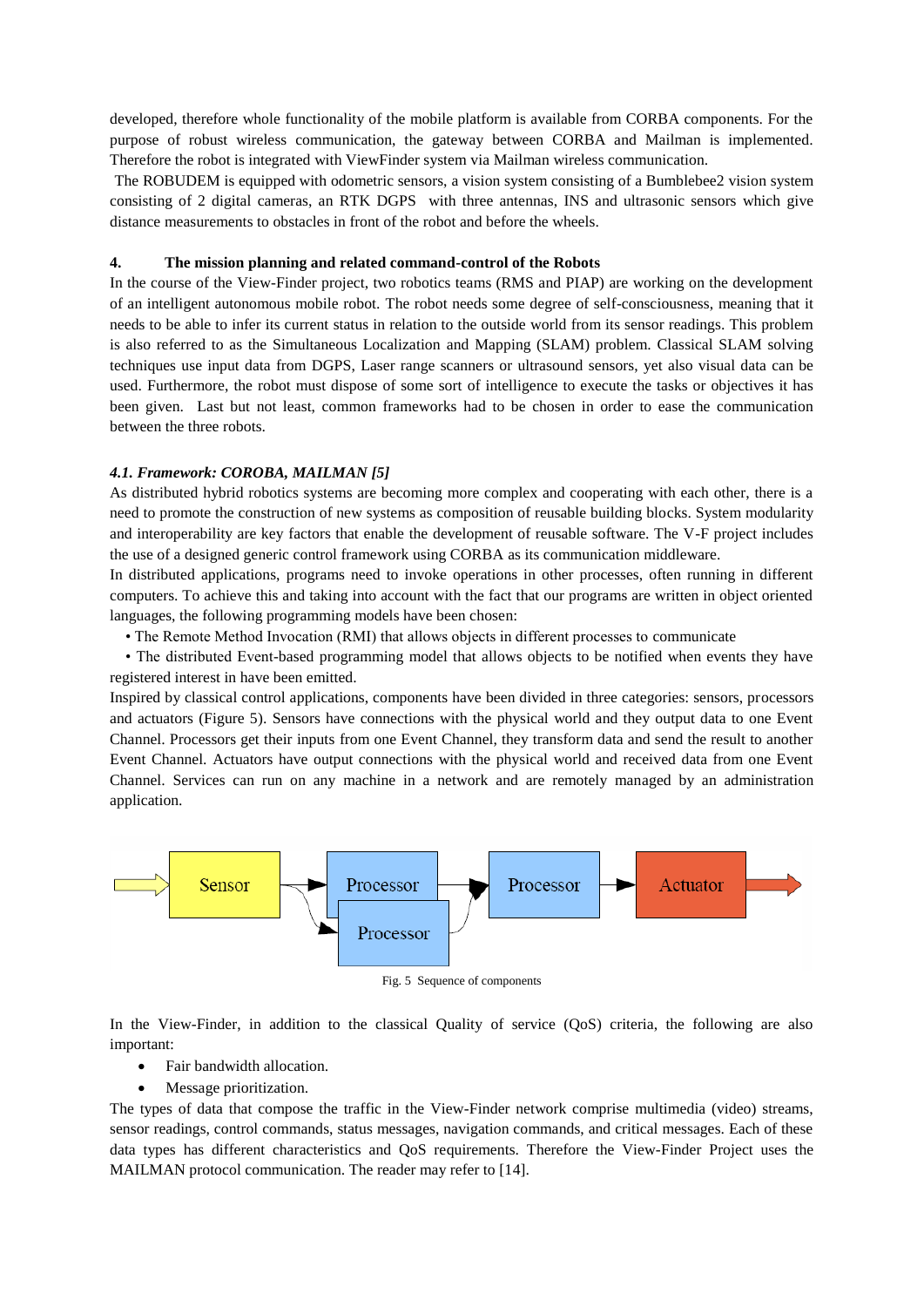developed, therefore whole functionality of the mobile platform is available from CORBA components. For the purpose of robust wireless communication, the gateway between CORBA and Mailman is implemented. Therefore the robot is integrated with ViewFinder system via Mailman wireless communication.

The ROBUDEM is equipped with odometric sensors, a vision system consisting of a Bumblebee2 vision system consisting of 2 digital cameras, an RTK DGPS with three antennas, INS and ultrasonic sensors which give distance measurements to obstacles in front of the robot and before the wheels.

## 4. The mission planning and related command-control of the Robots

In the course of the View-Finder project, two robotics teams (RMS and PIAP) are working on the development of an intelligent autonomous mobile robot. The robot needs some degree of self-consciousness, meaning that it needs to be able to infer its current status in relation to the outside world from its sensor readings. This problem is also referred to as the Simultaneous Localization and Mapping (SLAM) problem. Classical SLAM solving techniques use input data from DGPS, Laser range scanners or ultrasound sensors, yet also visual data can be used. Furthermore, the robot must dispose of some sort of intelligence to execute the tasks or objectives it has been given. Last but not least, common frameworks had to be chosen in order to ease the communication between the three robots.

### *4.1. Framework: COROBA, MAILMAN [5]*

As distributed hybrid robotics systems are becoming more complex and cooperating with each other, there is a need to promote the construction of new systems as composition of reusable building blocks. System modularity and interoperability are key factors that enable the development of reusable software. The V-F project includes the use of a designed generic control framework using CORBA as its communication middleware.

In distributed applications, programs need to invoke operations in other processes, often running in different computers. To achieve this and taking into account with the fact that our programs are written in object oriented languages, the following programming models have been chosen:

- The Remote Method Invocation (RMI) that allows objects in different processes to communicate
- The distributed Event-based programming model that allows objects to be notified when events they have registered interest in have been emitted.

Inspired by classical control applications, components have been divided in three categories: sensors, processors and actuators (Figure 5). Sensors have connections with the physical world and they output data to one Event Channel. Processors get their inputs from one Event Channel, they transform data and send the result to another Event Channel. Actuators have output connections with the physical world and received data from one Event Channel. Services can run on any machine in a network and are remotely managed by an administration application.

Sensor → Processor / Processor → Processor → Actuator

Fig. 5 Sequence of components

In the View-Finder, in addition to the classical Quality of service (QoS) criteria, the following are also important:

- Fair bandwidth allocation.
- Message prioritization.

The types of data that compose the traffic in the View-Finder network comprise multimedia (video) streams, sensor readings, control commands, status messages, navigation commands, and critical messages. Each of these data types has different characteristics and QoS requirements. Therefore the View-Finder Project uses the MAILMAN protocol communication. The reader may refer to [14].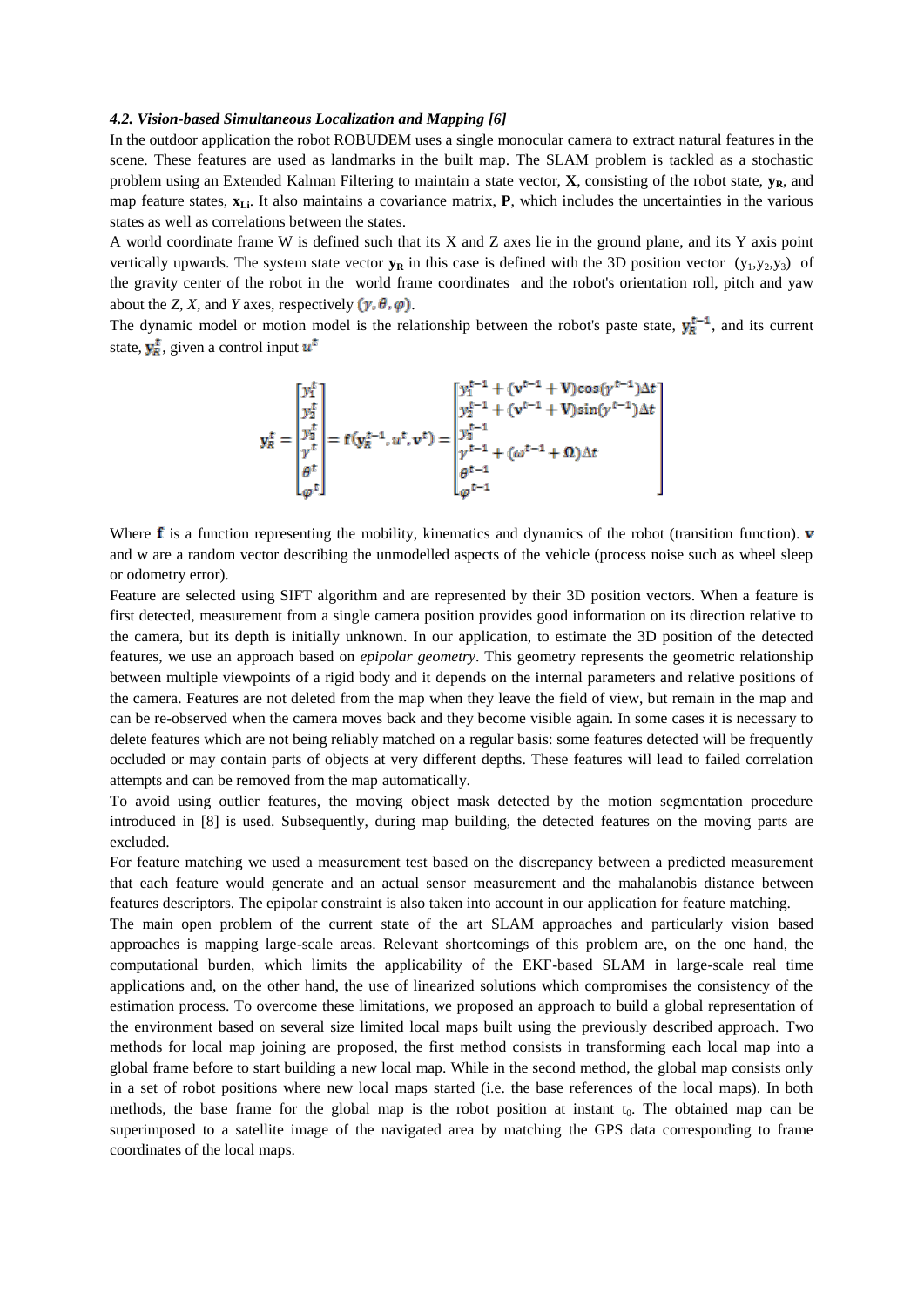#### *4.2. Vision-based Simultaneous Localization and Mapping [6]*

In the outdoor application the robot ROBUDEM uses a single monocular camera to extract natural features in the scene. These features are used as landmarks in the built map. The SLAM problem is tackled as a stochastic problem using an Extended Kalman Filtering to maintain a state vector, $\mathbf{X}$, consisting of the robot state, $\mathbf{y_R}$, and map feature states, $\mathbf{x_{Li}}$. It also maintains a covariance matrix, $\mathbf{P}$, which includes the uncertainties in the various states as well as correlations between the states.

A world coordinate frame W is defined such that its X and Z axes lie in the ground plane, and its Y axis point vertically upwards. The system state vector $\mathbf{y_R}$ in this case is defined with the 3D position vector $(y_1, y_2, y_3)$ of the gravity center of the robot in the world frame coordinates and the robot's orientation roll, pitch and yaw about the *Z, X,* and *Y* axes, respectively $(\gamma, \theta, \varphi)$.

The dynamic model or motion model is the relationship between the robot's paste state, $\mathbf{y}_R^{t-1}$, and its current state, $\mathbf{y}_R^t$, given a control input $u^t$

$$
\mathbf{y}_R^t = \begin{bmatrix} y_1^t \\ y_2^t \\ y_3^t \\ \gamma^t \\ \theta^t \\ \varphi^t \end{bmatrix} = \mathbf{f}(\mathbf{y}_R^{t-1}, u^t, \mathbf{v}^t) = \begin{bmatrix} y_1^{t-1} + (\mathbf{v}^{t-1} + \mathbf{V})\cos(\gamma^{t-1})\Delta t \\ y_2^{t-1} + (\mathbf{v}^{t-1} + \mathbf{V})\sin(\gamma^{t-1})\Delta t \\ y_3^{t-1} \\ \gamma^{t-1} + (\omega^{t-1} + \mathbf{\Omega})\Delta t \\ \theta^{t-1} \\ \varphi^{t-1} \end{bmatrix}
$$

Where $\mathbf{f}$ is a function representing the mobility, kinematics and dynamics of the robot (transition function). $\mathbf{v}$ and w are a random vector describing the unmodelled aspects of the vehicle (process noise such as wheel sleep or odometry error).

Feature are selected using SIFT algorithm and are represented by their 3D position vectors. When a feature is first detected, measurement from a single camera position provides good information on its direction relative to the camera, but its depth is initially unknown. In our application, to estimate the 3D position of the detected features, we use an approach based on *epipolar geometry*. This geometry represents the geometric relationship between multiple viewpoints of a rigid body and it depends on the internal parameters and relative positions of the camera. Features are not deleted from the map when they leave the field of view, but remain in the map and can be re-observed when the camera moves back and they become visible again. In some cases it is necessary to delete features which are not being reliably matched on a regular basis: some features detected will be frequently occluded or may contain parts of objects at very different depths. These features will lead to failed correlation attempts and can be removed from the map automatically.

To avoid using outlier features, the moving object mask detected by the motion segmentation procedure introduced in [8] is used. Subsequently, during map building, the detected features on the moving parts are excluded.

For feature matching we used a measurement test based on the discrepancy between a predicted measurement that each feature would generate and an actual sensor measurement and the mahalanobis distance between features descriptors. The epipolar constraint is also taken into account in our application for feature matching.

The main open problem of the current state of the art SLAM approaches and particularly vision based approaches is mapping large-scale areas. Relevant shortcomings of this problem are, on the one hand, the computational burden, which limits the applicability of the EKF-based SLAM in large-scale real time applications and, on the other hand, the use of linearized solutions which compromises the consistency of the estimation process. To overcome these limitations, we proposed an approach to build a global representation of the environment based on several size limited local maps built using the previously described approach. Two methods for local map joining are proposed, the first method consists in transforming each local map into a global frame before to start building a new local map. While in the second method, the global map consists only in a set of robot positions where new local maps started (i.e. the base references of the local maps). In both methods, the base frame for the global map is the robot position at instant $t_0$. The obtained map can be superimposed to a satellite image of the navigated area by matching the GPS data corresponding to frame coordinates of the local maps.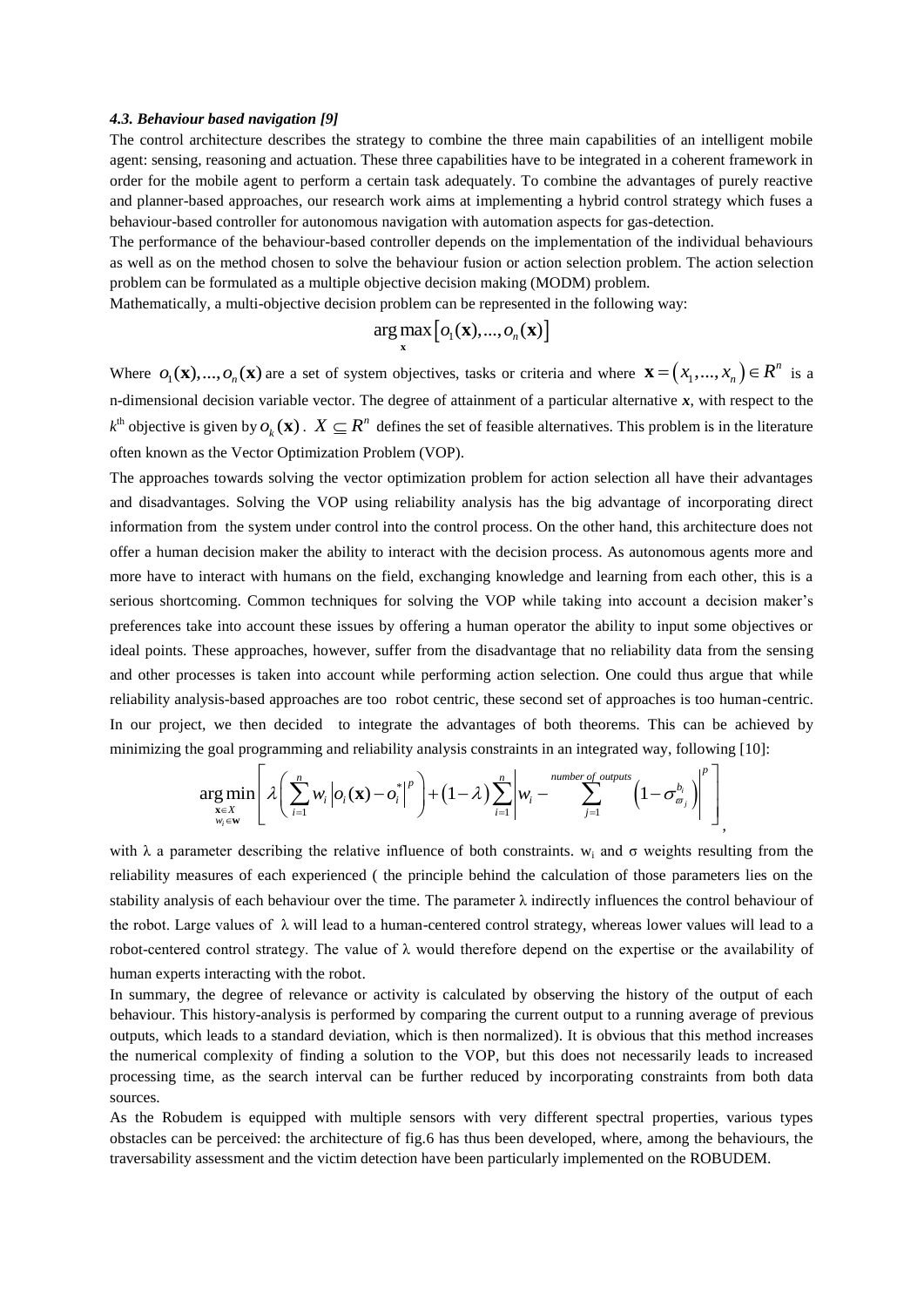### *4.3. Behaviour based navigation [9]*

The control architecture describes the strategy to combine the three main capabilities of an intelligent mobile agent: sensing, reasoning and actuation. These three capabilities have to be integrated in a coherent framework in order for the mobile agent to perform a certain task adequately. To combine the advantages of purely reactive and planner-based approaches, our research work aims at implementing a hybrid control strategy which fuses a behaviour-based controller for autonomous navigation with automation aspects for gas-detection.

The performance of the behaviour-based controller depends on the implementation of the individual behaviours as well as on the method chosen to solve the behaviour fusion or action selection problem. The action selection problem can be formulated as a multiple objective decision making (MODM) problem.

Mathematically, a multi-objective decision problem can be represented in the following way:

$$\arg\max_{\mathbf{x}} \left[ o_1(\mathbf{x}), ..., o_n(\mathbf{x}) \right]$$

Where $o_1(\mathbf{x}), ..., o_n(\mathbf{x})$ are a set of system objectives, tasks or criteria and where $\mathbf{x} = (x_1, ..., x_n) \in R^n$ is a n-dimensional decision variable vector. The degree of attainment of a particular alternative $x$, with respect to the $k^{\text{th}}$ objective is given by $o_k(\mathbf{x})$. $X \subseteq R^n$ defines the set of feasible alternatives. This problem is in the literature often known as the Vector Optimization Problem (VOP).

The approaches towards solving the vector optimization problem for action selection all have their advantages and disadvantages. Solving the VOP using reliability analysis has the big advantage of incorporating direct information from the system under control into the control process. On the other hand, this architecture does not offer a human decision maker the ability to interact with the decision process. As autonomous agents more and more have to interact with humans on the field, exchanging knowledge and learning from each other, this is a serious shortcoming. Common techniques for solving the VOP while taking into account a decision maker's preferences take into account these issues by offering a human operator the ability to input some objectives or ideal points. These approaches, however, suffer from the disadvantage that no reliability data from the sensing and other processes is taken into account while performing action selection. One could thus argue that while reliability analysis-based approaches are too robot centric, these second set of approaches is too human-centric. In our project, we then decided to integrate the advantages of both theorems. This can be achieved by minimizing the goal programming and reliability analysis constraints in an integrated way, following [10]:

$$\arg\min_{\substack{\mathbf{x}\in X \\ w_i \in \mathbf{w}}} \left[ \lambda \left( \sum_{i=1}^{n} w_i \left| o_i(\mathbf{x}) - o_i^* \right|^p \right) + (1-\lambda) \sum_{i=1}^{n} \left| w_i - \sum_{j=1}^{number\ of\ outputs} \left( 1 - \sigma_{\varpi_j}^{b_i} \right) \right|^p \right],$$

with λ a parameter describing the relative influence of both constraints. $w_i$ and σ weights resulting from the reliability measures of each experienced ( the principle behind the calculation of those parameters lies on the stability analysis of each behaviour over the time. The parameter λ indirectly influences the control behaviour of the robot. Large values of λ will lead to a human-centered control strategy, whereas lower values will lead to a robot-centered control strategy. The value of λ would therefore depend on the expertise or the availability of human experts interacting with the robot.

In summary, the degree of relevance or activity is calculated by observing the history of the output of each behaviour. This history-analysis is performed by comparing the current output to a running average of previous outputs, which leads to a standard deviation, which is then normalized). It is obvious that this method increases the numerical complexity of finding a solution to the VOP, but this does not necessarily leads to increased processing time, as the search interval can be further reduced by incorporating constraints from both data sources.

As the Robudem is equipped with multiple sensors with very different spectral properties, various types obstacles can be perceived: the architecture of fig.6 has thus been developed, where, among the behaviours, the traversability assessment and the victim detection have been particularly implemented on the ROBUDEM.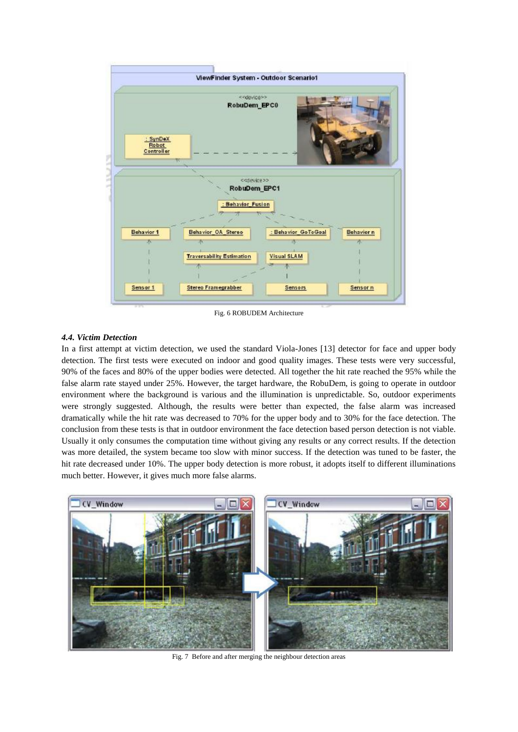Fig. 6 ROBUDEM Architecture

#### 4.4. Victim Detection

In a first attempt at victim detection, we used the standard Viola-Jones [13] detector for face and upper body detection. The first tests were executed on indoor and good quality images. These tests were very successful, 90% of the faces and 80% of the upper bodies were detected. All together the hit rate reached the 95% while the false alarm rate stayed under 25%. However, the target hardware, the RobuDem, is going to operate in outdoor environment where the background is various and the illumination is unpredictable. So, outdoor experiments were strongly suggested. Although, the results were better than expected, the false alarm was increased dramatically while the hit rate was decreased to 70% for the upper body and to 30% for the face detection. The conclusion from these tests is that in outdoor environment the face detection based person detection is not viable. Usually it only consumes the computation time without giving any results or any correct results. If the detection was more detailed, the system became too slow with minor success. If the detection was tuned to be faster, the hit rate decreased under 10%. The upper body detection is more robust, it adopts itself to different illuminations much better. However, it gives much more false alarms.

Fig. 7 Before and after merging the neighbour detection areas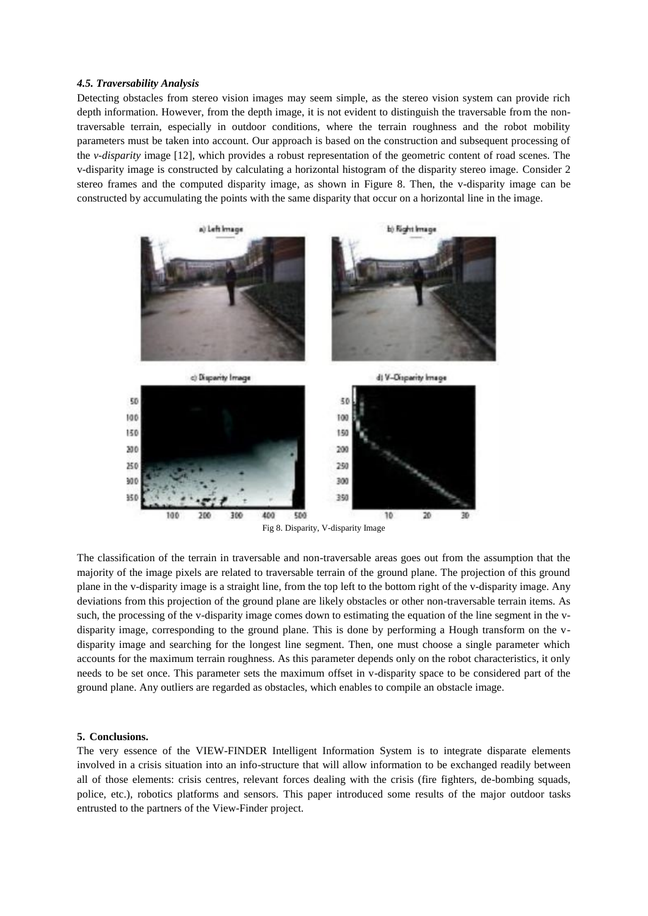#### *4.5. Traversability Analysis*

Detecting obstacles from stereo vision images may seem simple, as the stereo vision system can provide rich depth information. However, from the depth image, it is not evident to distinguish the traversable from the non-traversable terrain, especially in outdoor conditions, where the terrain roughness and the robot mobility parameters must be taken into account. Our approach is based on the construction and subsequent processing of the *v-disparity* image [12], which provides a robust representation of the geometric content of road scenes. The v-disparity image is constructed by calculating a horizontal histogram of the disparity stereo image. Consider 2 stereo frames and the computed disparity image, as shown in Figure 8. Then, the v-disparity image can be constructed by accumulating the points with the same disparity that occur on a horizontal line in the image.

a) Left Image

b) Right Image

c) Disparity Image

50
100
150
200
250
300
350

100 200 300 400 500

d) V-Disparity Image

50
100
150
200
250
300
350

10 20 30

Fig 8. Disparity, V-disparity Image

The classification of the terrain in traversable and non-traversable areas goes out from the assumption that the majority of the image pixels are related to traversable terrain of the ground plane. The projection of this ground plane in the v-disparity image is a straight line, from the top left to the bottom right of the v-disparity image. Any deviations from this projection of the ground plane are likely obstacles or other non-traversable terrain items. As such, the processing of the v-disparity image comes down to estimating the equation of the line segment in the v-disparity image, corresponding to the ground plane. This is done by performing a Hough transform on the v-disparity image and searching for the longest line segment. Then, one must choose a single parameter which accounts for the maximum terrain roughness. As this parameter depends only on the robot characteristics, it only needs to be set once. This parameter sets the maximum offset in v-disparity space to be considered part of the ground plane. Any outliers are regarded as obstacles, which enables to compile an obstacle image.

## 5. Conclusions.

The very essence of the VIEW-FINDER Intelligent Information System is to integrate disparate elements involved in a crisis situation into an info-structure that will allow information to be exchanged readily between all of those elements: crisis centres, relevant forces dealing with the crisis (fire fighters, de-bombing squads, police, etc.), robotics platforms and sensors. This paper introduced some results of the major outdoor tasks entrusted to the partners of the View-Finder project.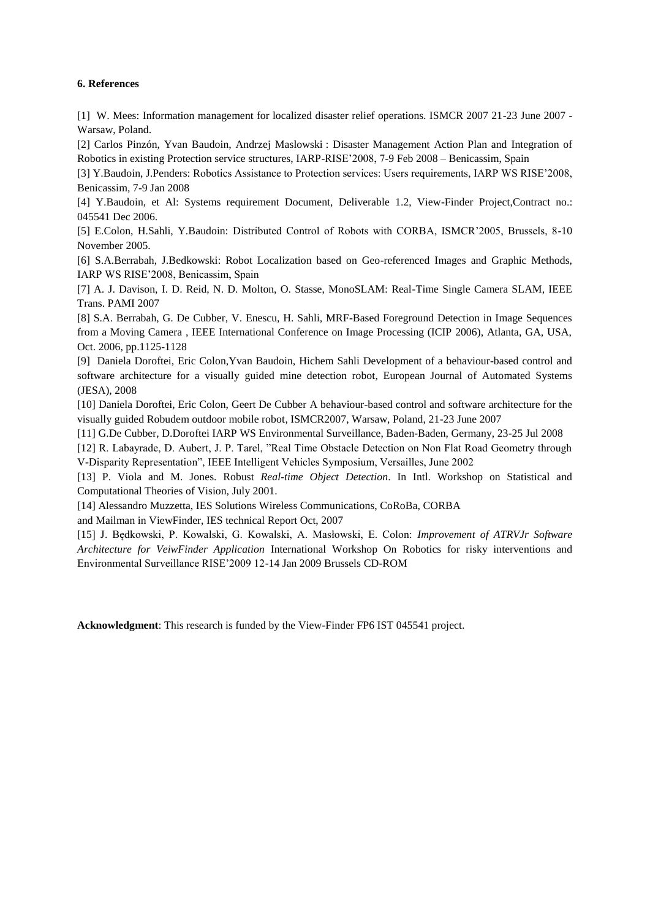**6. References**

[1] W. Mees: Information management for localized disaster relief operations. ISMCR 2007 21-23 June 2007 - Warsaw, Poland.

[2] Carlos Pinzón, Yvan Baudoin, Andrzej Maslowski : Disaster Management Action Plan and Integration of Robotics in existing Protection service structures, IARP-RISE'2008, 7-9 Feb 2008 – Benicassim, Spain

[3] Y.Baudoin, J.Penders: Robotics Assistance to Protection services: Users requirements, IARP WS RISE'2008, Benicassim, 7-9 Jan 2008

[4] Y.Baudoin, et Al: Systems requirement Document, Deliverable 1.2, View-Finder Project,Contract no.: 045541 Dec 2006.

[5] E.Colon, H.Sahli, Y.Baudoin: Distributed Control of Robots with CORBA, ISMCR'2005, Brussels, 8-10 November 2005.

[6] S.A.Berrabah, J.Bedkowski: Robot Localization based on Geo-referenced Images and Graphic Methods, IARP WS RISE'2008, Benicassim, Spain

[7] A. J. Davison, I. D. Reid, N. D. Molton, O. Stasse, MonoSLAM: Real-Time Single Camera SLAM, IEEE Trans. PAMI 2007

[8] S.A. Berrabah, G. De Cubber, V. Enescu, H. Sahli, MRF-Based Foreground Detection in Image Sequences from a Moving Camera , IEEE International Conference on Image Processing (ICIP 2006), Atlanta, GA, USA, Oct. 2006, pp.1125-1128

[9] Daniela Doroftei, Eric Colon,Yvan Baudoin, Hichem Sahli Development of a behaviour-based control and software architecture for a visually guided mine detection robot, European Journal of Automated Systems (JESA), 2008

[10] Daniela Doroftei, Eric Colon, Geert De Cubber A behaviour-based control and software architecture for the visually guided Robudem outdoor mobile robot, ISMCR2007, Warsaw, Poland, 21-23 June 2007

[11] G.De Cubber, D.Doroftei IARP WS Environmental Surveillance, Baden-Baden, Germany, 23-25 Jul 2008

[12] R. Labayrade, D. Aubert, J. P. Tarel, "Real Time Obstacle Detection on Non Flat Road Geometry through V-Disparity Representation", IEEE Intelligent Vehicles Symposium, Versailles, June 2002

[13] P. Viola and M. Jones. Robust *Real-time Object Detection*. In Intl. Workshop on Statistical and Computational Theories of Vision, July 2001.

[14] Alessandro Muzzetta, IES Solutions Wireless Communications, CoRoBa, CORBA and Mailman in ViewFinder, IES technical Report Oct, 2007

[15] J. Będkowski, P. Kowalski, G. Kowalski, A. Masłowski, E. Colon: *Improvement of ATRVJr Software Architecture for VeiwFinder Application* International Workshop On Robotics for risky interventions and Environmental Surveillance RISE'2009 12-14 Jan 2009 Brussels CD-ROM

**Acknowledgment**: This research is funded by the View-Finder FP6 IST 045541 project.